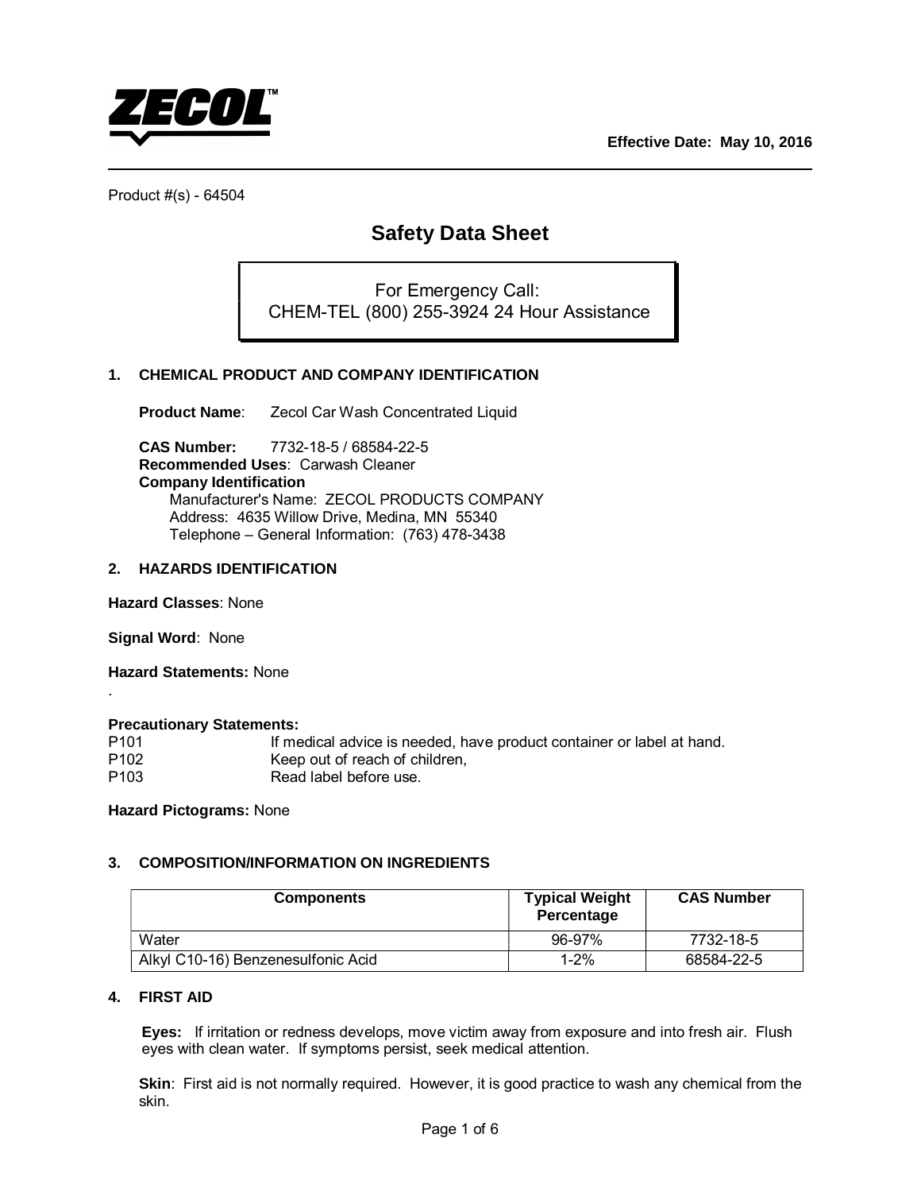**ZECOL™**

**Effective Date: May 10, 2016**

Product #(s) - 64504

# Safety Data Sheet

For Emergency Call:
CHEM-TEL (800) 255-3924 24 Hour Assistance

## 1. CHEMICAL PRODUCT AND COMPANY IDENTIFICATION

**Product Name**: Zecol Car Wash Concentrated Liquid

**CAS Number:** 7732-18-5 / 68584-22-5
**Recommended Uses**: Carwash Cleaner
**Company Identification**
Manufacturer's Name: ZECOL PRODUCTS COMPANY
Address: 4635 Willow Drive, Medina, MN 55340
Telephone – General Information: (763) 478-3438

## 2. HAZARDS IDENTIFICATION

**Hazard Classes**: None

**Signal Word**: None

**Hazard Statements:** None

.

**Precautionary Statements:**

| | |
|---|---|
| P101 | If medical advice is needed, have product container or label at hand. |
| P102 | Keep out of reach of children, |
| P103 | Read label before use. |

**Hazard Pictograms:** None

## 3. COMPOSITION/INFORMATION ON INGREDIENTS

| Components | Typical Weight Percentage | CAS Number |
|---|---|---|
| Water | 96-97% | 7732-18-5 |
| Alkyl C10-16) Benzenesulfonic Acid | 1-2% | 68584-22-5 |

## 4. FIRST AID

**Eyes:** If irritation or redness develops, move victim away from exposure and into fresh air. Flush eyes with clean water. If symptoms persist, seek medical attention.

**Skin**: First aid is not normally required. However, it is good practice to wash any chemical from the skin.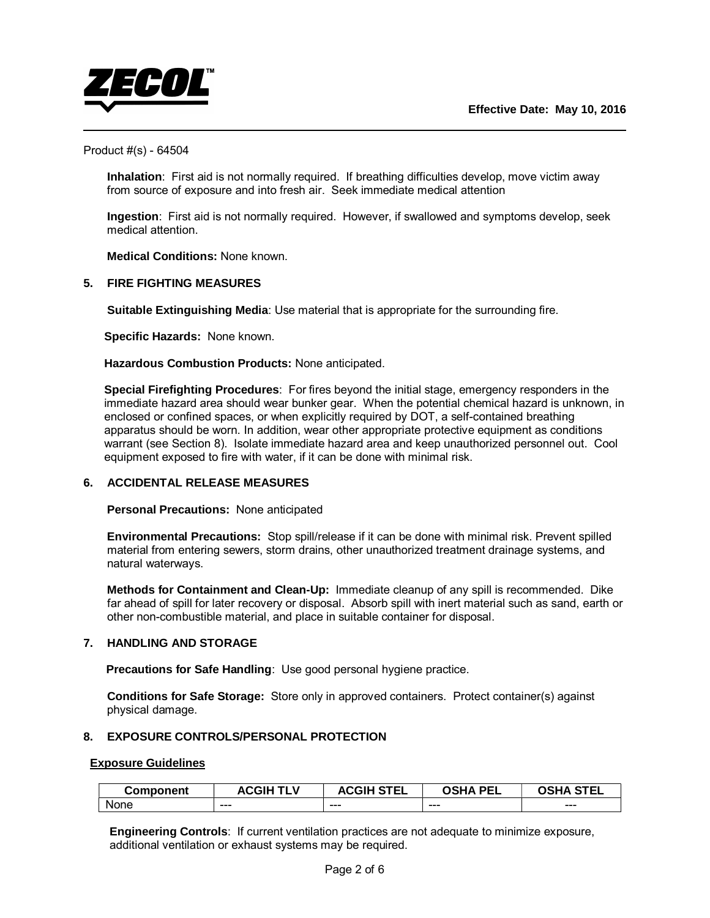Product #(s) - 64504

**Inhalation**: First aid is not normally required. If breathing difficulties develop, move victim away from source of exposure and into fresh air. Seek immediate medical attention

**Ingestion**: First aid is not normally required. However, if swallowed and symptoms develop, seek medical attention.

**Medical Conditions:** None known.

## 5. FIRE FIGHTING MEASURES

**Suitable Extinguishing Media**: Use material that is appropriate for the surrounding fire.

**Specific Hazards:** None known.

**Hazardous Combustion Products:** None anticipated.

**Special Firefighting Procedures**: For fires beyond the initial stage, emergency responders in the immediate hazard area should wear bunker gear. When the potential chemical hazard is unknown, in enclosed or confined spaces, or when explicitly required by DOT, a self-contained breathing apparatus should be worn. In addition, wear other appropriate protective equipment as conditions warrant (see Section 8). Isolate immediate hazard area and keep unauthorized personnel out. Cool equipment exposed to fire with water, if it can be done with minimal risk.

## 6. ACCIDENTAL RELEASE MEASURES

**Personal Precautions:** None anticipated

**Environmental Precautions:** Stop spill/release if it can be done with minimal risk. Prevent spilled material from entering sewers, storm drains, other unauthorized treatment drainage systems, and natural waterways.

**Methods for Containment and Clean-Up:** Immediate cleanup of any spill is recommended. Dike far ahead of spill for later recovery or disposal. Absorb spill with inert material such as sand, earth or other non-combustible material, and place in suitable container for disposal.

## 7. HANDLING AND STORAGE

**Precautions for Safe Handling**: Use good personal hygiene practice.

**Conditions for Safe Storage:** Store only in approved containers. Protect container(s) against physical damage.

## 8. EXPOSURE CONTROLS/PERSONAL PROTECTION

**Exposure Guidelines**

| Component | ACGIH TLV | ACGIH STEL | OSHA PEL | OSHA STEL |
|---|---|---|---|---|
| None | --- | --- | --- | --- |

**Engineering Controls**: If current ventilation practices are not adequate to minimize exposure, additional ventilation or exhaust systems may be required.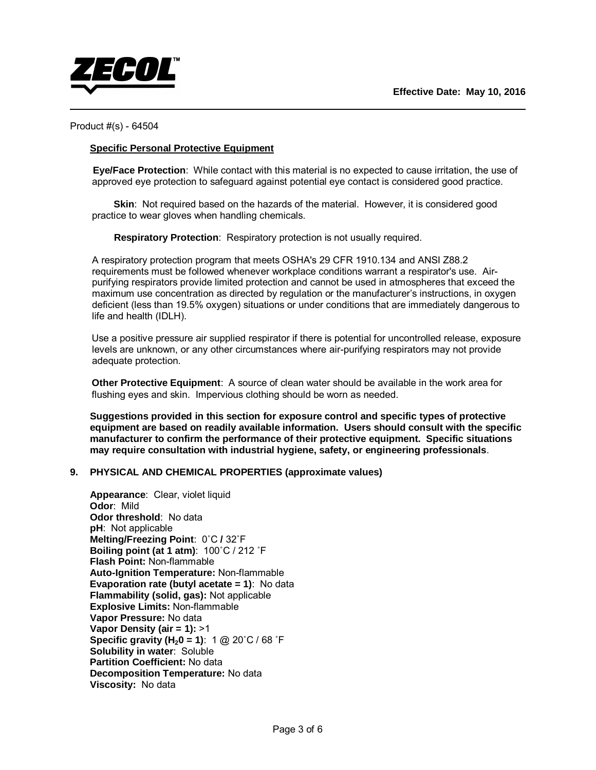Product #(s) - 64504

**Specific Personal Protective Equipment**

**Eye/Face Protection**: While contact with this material is no expected to cause irritation, the use of approved eye protection to safeguard against potential eye contact is considered good practice.

**Skin**: Not required based on the hazards of the material. However, it is considered good practice to wear gloves when handling chemicals.

**Respiratory Protection**: Respiratory protection is not usually required.

A respiratory protection program that meets OSHA's 29 CFR 1910.134 and ANSI Z88.2 requirements must be followed whenever workplace conditions warrant a respirator's use. Air-purifying respirators provide limited protection and cannot be used in atmospheres that exceed the maximum use concentration as directed by regulation or the manufacturer's instructions, in oxygen deficient (less than 19.5% oxygen) situations or under conditions that are immediately dangerous to life and health (IDLH).

Use a positive pressure air supplied respirator if there is potential for uncontrolled release, exposure levels are unknown, or any other circumstances where air-purifying respirators may not provide adequate protection.

**Other Protective Equipment**: A source of clean water should be available in the work area for flushing eyes and skin. Impervious clothing should be worn as needed.

**Suggestions provided in this section for exposure control and specific types of protective equipment are based on readily available information. Users should consult with the specific manufacturer to confirm the performance of their protective equipment. Specific situations may require consultation with industrial hygiene, safety, or engineering professionals**.

## 9. PHYSICAL AND CHEMICAL PROPERTIES (approximate values)

**Appearance**: Clear, violet liquid
**Odor**: Mild
**Odor threshold**: No data
**pH**: Not applicable
**Melting/Freezing Point**: 0˚C **/** 32˚F
**Boiling point (at 1 atm)**: 100˚C / 212 ˚F
**Flash Point:** Non-flammable
**Auto-Ignition Temperature:** Non-flammable
**Evaporation rate (butyl acetate = 1)**: No data
**Flammability (solid, gas):** Not applicable
**Explosive Limits:** Non-flammable
**Vapor Pressure:** No data
**Vapor Density (air = 1):** >1
**Specific gravity ($H_20$ = 1)**: 1 @ 20˚C / 68 ˚F
**Solubility in water**: Soluble
**Partition Coefficient:** No data
**Decomposition Temperature:** No data
**Viscosity:** No data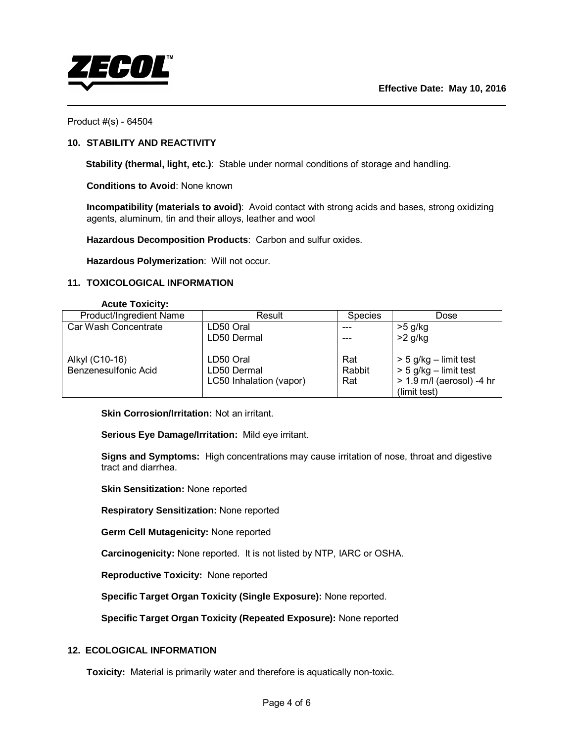Product #(s) - 64504

## 10. STABILITY AND REACTIVITY

**Stability (thermal, light, etc.)**: Stable under normal conditions of storage and handling.

**Conditions to Avoid**: None known

**Incompatibility (materials to avoid)**: Avoid contact with strong acids and bases, strong oxidizing agents, aluminum, tin and their alloys, leather and wool

**Hazardous Decomposition Products**: Carbon and sulfur oxides.

**Hazardous Polymerization**: Will not occur.

## 11. TOXICOLOGICAL INFORMATION

**Acute Toxicity:**

| Product/Ingredient Name | Result | Species | Dose |
|---|---|---|---|
| Car Wash Concentrate | LD50 Oral<br>LD50 Dermal | ---<br>--- | >5 g/kg<br>>2 g/kg |
| Alkyl (C10-16) Benzenesulfonic Acid | LD50 Oral<br>LD50 Dermal<br>LC50 Inhalation (vapor) | Rat<br>Rabbit<br>Rat | > 5 g/kg – limit test<br>> 5 g/kg – limit test<br>> 1.9 m/l (aerosol) -4 hr (limit test) |

**Skin Corrosion/Irritation:** Not an irritant.

**Serious Eye Damage/Irritation:** Mild eye irritant.

**Signs and Symptoms:** High concentrations may cause irritation of nose, throat and digestive tract and diarrhea.

**Skin Sensitization:** None reported

**Respiratory Sensitization:** None reported

**Germ Cell Mutagenicity:** None reported

**Carcinogenicity:** None reported. It is not listed by NTP, IARC or OSHA.

**Reproductive Toxicity:** None reported

**Specific Target Organ Toxicity (Single Exposure):** None reported.

**Specific Target Organ Toxicity (Repeated Exposure):** None reported

## 12. ECOLOGICAL INFORMATION

**Toxicity:** Material is primarily water and therefore is aquatically non-toxic.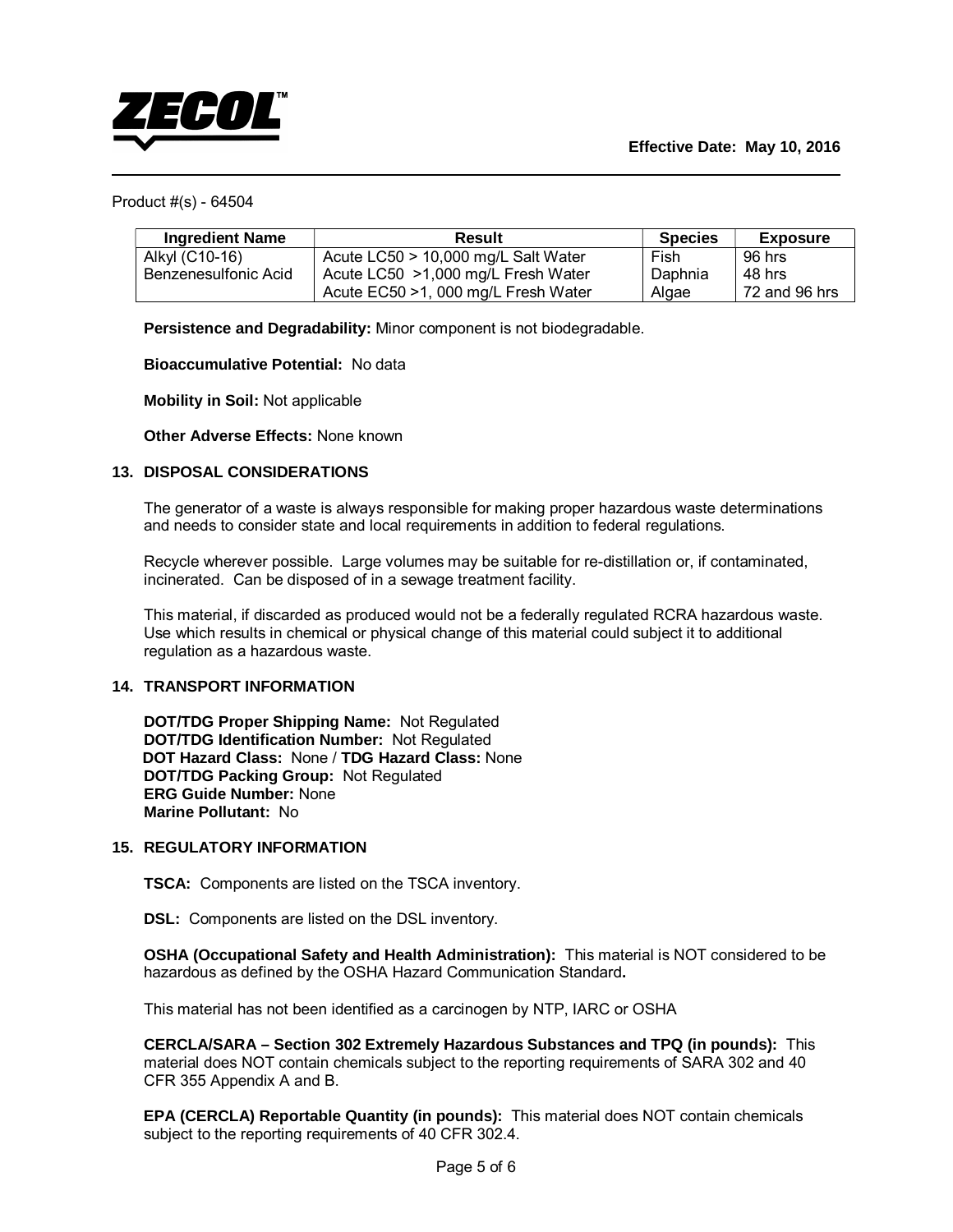Product #(s) - 64504

| Ingredient Name | Result | Species | Exposure |
|---|---|---|---|
| Alkyl (C10-16) Benzenesulfonic Acid | Acute LC50 > 10,000 mg/L Salt Water | Fish | 96 hrs |
| | Acute LC50 >1,000 mg/L Fresh Water | Daphnia | 48 hrs |
| | Acute EC50 >1, 000 mg/L Fresh Water | Algae | 72 and 96 hrs |

**Persistence and Degradability:** Minor component is not biodegradable.

**Bioaccumulative Potential:** No data

**Mobility in Soil:** Not applicable

**Other Adverse Effects:** None known

## 13. DISPOSAL CONSIDERATIONS

The generator of a waste is always responsible for making proper hazardous waste determinations and needs to consider state and local requirements in addition to federal regulations.

Recycle wherever possible. Large volumes may be suitable for re-distillation or, if contaminated, incinerated. Can be disposed of in a sewage treatment facility.

This material, if discarded as produced would not be a federally regulated RCRA hazardous waste. Use which results in chemical or physical change of this material could subject it to additional regulation as a hazardous waste.

## 14. TRANSPORT INFORMATION

**DOT/TDG Proper Shipping Name:** Not Regulated
**DOT/TDG Identification Number:** Not Regulated
**DOT Hazard Class:** None / **TDG Hazard Class:** None
**DOT/TDG Packing Group:** Not Regulated
**ERG Guide Number:** None
**Marine Pollutant:** No

## 15. REGULATORY INFORMATION

**TSCA:** Components are listed on the TSCA inventory.

**DSL:** Components are listed on the DSL inventory.

**OSHA (Occupational Safety and Health Administration):** This material is NOT considered to be hazardous as defined by the OSHA Hazard Communication Standard**.**

This material has not been identified as a carcinogen by NTP, IARC or OSHA

**CERCLA/SARA – Section 302 Extremely Hazardous Substances and TPQ (in pounds):** This material does NOT contain chemicals subject to the reporting requirements of SARA 302 and 40 CFR 355 Appendix A and B.

**EPA (CERCLA) Reportable Quantity (in pounds):** This material does NOT contain chemicals subject to the reporting requirements of 40 CFR 302.4.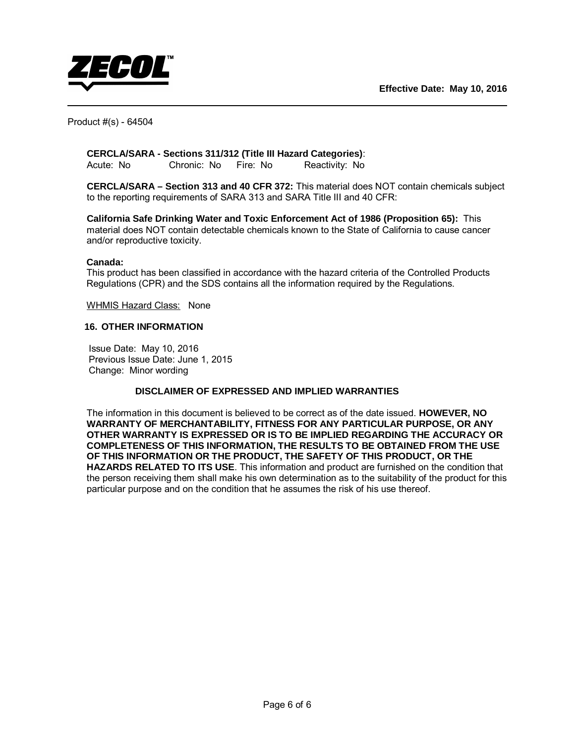Effective Date: May 10, 2016

Product #(s) - 64504

**CERCLA/SARA - Sections 311/312 (Title III Hazard Categories)**:
Acute: No Chronic: No Fire: No Reactivity: No

**CERCLA/SARA – Section 313 and 40 CFR 372:** This material does NOT contain chemicals subject to the reporting requirements of SARA 313 and SARA Title III and 40 CFR:

**California Safe Drinking Water and Toxic Enforcement Act of 1986 (Proposition 65):** This material does NOT contain detectable chemicals known to the State of California to cause cancer and/or reproductive toxicity.

**Canada:**
This product has been classified in accordance with the hazard criteria of the Controlled Products Regulations (CPR) and the SDS contains all the information required by the Regulations.

WHMIS Hazard Class: None

## 16. OTHER INFORMATION

Issue Date: May 10, 2016
Previous Issue Date: June 1, 2015
Change: Minor wording

### DISCLAIMER OF EXPRESSED AND IMPLIED WARRANTIES

The information in this document is believed to be correct as of the date issued. **HOWEVER, NO WARRANTY OF MERCHANTABILITY, FITNESS FOR ANY PARTICULAR PURPOSE, OR ANY OTHER WARRANTY IS EXPRESSED OR IS TO BE IMPLIED REGARDING THE ACCURACY OR COMPLETENESS OF THIS INFORMATION, THE RESULTS TO BE OBTAINED FROM THE USE OF THIS INFORMATION OR THE PRODUCT, THE SAFETY OF THIS PRODUCT, OR THE HAZARDS RELATED TO ITS USE**. This information and product are furnished on the condition that the person receiving them shall make his own determination as to the suitability of the product for this particular purpose and on the condition that he assumes the risk of his use thereof.